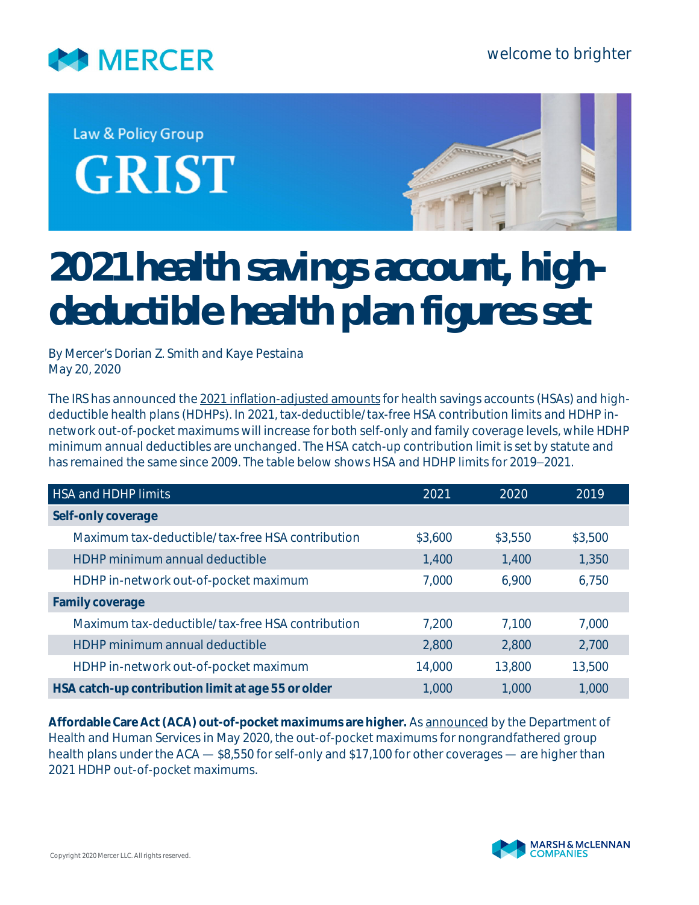MERCER

welcome to brighter

Law & Policy Group

GRIST

# 2021 health savings account, high-deductible health plan figures set

By Mercer's Dorian Z. Smith and Kaye Pestaina
May 20, 2020

The IRS has announced the 2021 inflation-adjusted amounts for health savings accounts (HSAs) and high-deductible health plans (HDHPs). In 2021, tax-deductible/tax-free HSA contribution limits and HDHP in-network out-of-pocket maximums will increase for both self-only and family coverage levels, while HDHP minimum annual deductibles are unchanged. The HSA catch-up contribution limit is set by statute and has remained the same since 2009. The table below shows HSA and HDHP limits for 2019–2021.

| HSA and HDHP limits | 2021 | 2020 | 2019 |
|---|---|---|---|
| **Self-only coverage** | | | |
| Maximum tax-deductible/tax-free HSA contribution | $3,600 | $3,550 | $3,500 |
| HDHP minimum annual deductible | 1,400 | 1,400 | 1,350 |
| HDHP in-network out-of-pocket maximum | 7,000 | 6,900 | 6,750 |
| **Family coverage** | | | |
| Maximum tax-deductible/tax-free HSA contribution | 7,200 | 7,100 | 7,000 |
| HDHP minimum annual deductible | 2,800 | 2,800 | 2,700 |
| HDHP in-network out-of-pocket maximum | 14,000 | 13,800 | 13,500 |
| **HSA catch-up contribution limit at age 55 or older** | 1,000 | 1,000 | 1,000 |

**Affordable Care Act (ACA) out-of-pocket maximums are higher.** As announced by the Department of Health and Human Services in May 2020, the out-of-pocket maximums for nongrandfathered group health plans under the ACA — $8,550 for self-only and $17,100 for other coverages — are higher than 2021 HDHP out-of-pocket maximums.

Copyright 2020 Mercer LLC. All rights reserved.

MARSH & McLENNAN COMPANIES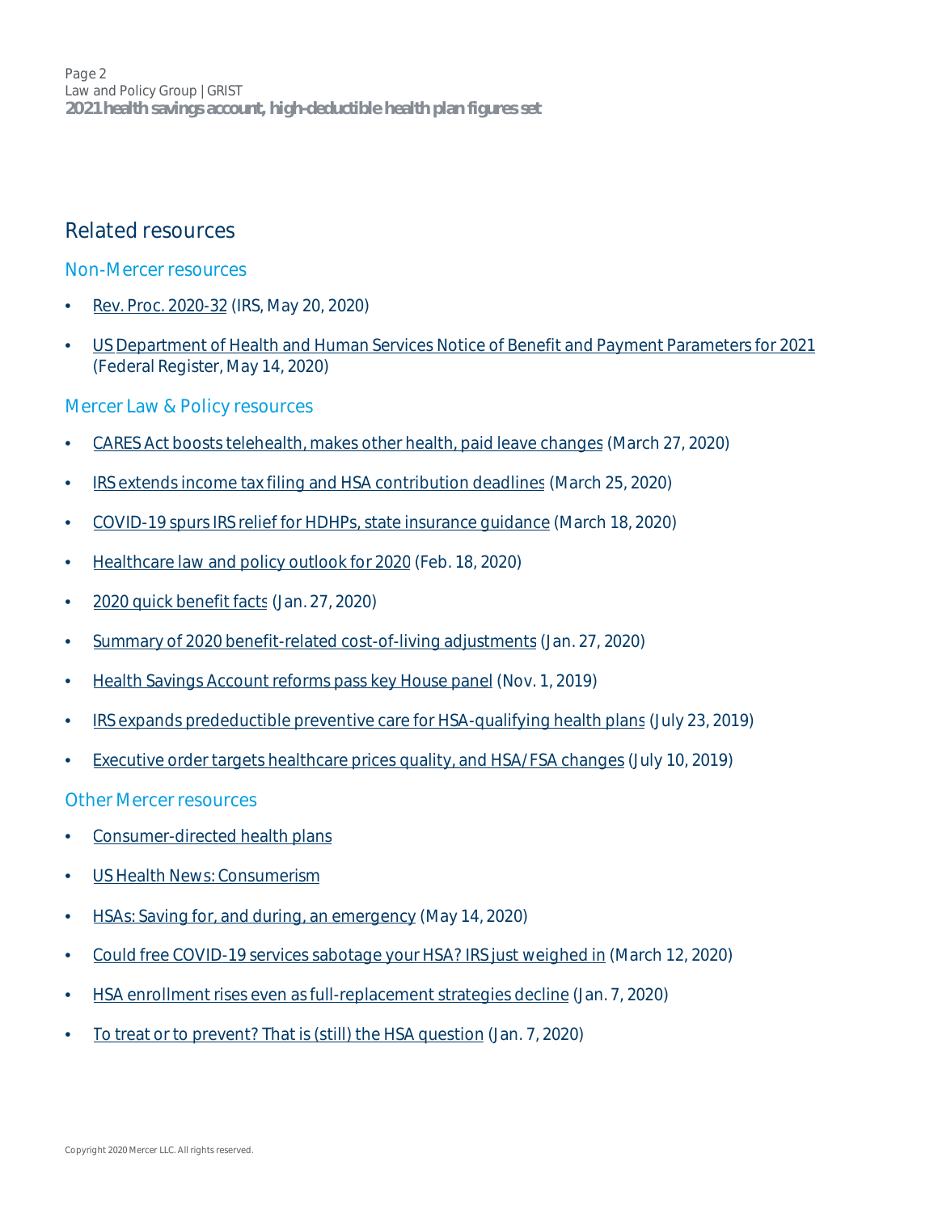## Related resources

### Non-Mercer resources

- Rev. Proc. 2020-32 (IRS, May 20, 2020)
- US Department of Health and Human Services Notice of Benefit and Payment Parameters for 2021 (Federal Register, May 14, 2020)

### Mercer Law & Policy resources

- CARES Act boosts telehealth, makes other health, paid leave changes (March 27, 2020)
- IRS extends income tax filing and HSA contribution deadlines (March 25, 2020)
- COVID-19 spurs IRS relief for HDHPs, state insurance guidance (March 18, 2020)
- Healthcare law and policy outlook for 2020 (Feb. 18, 2020)
- 2020 quick benefit facts (Jan. 27, 2020)
- Summary of 2020 benefit-related cost-of-living adjustments (Jan. 27, 2020)
- Health Savings Account reforms pass key House panel (Nov. 1, 2019)
- IRS expands predeductible preventive care for HSA-qualifying health plans (July 23, 2019)
- Executive order targets healthcare prices quality, and HSA/FSA changes (July 10, 2019)

### Other Mercer resources

- Consumer-directed health plans
- US Health News: Consumerism
- HSAs: Saving for, and during, an emergency (May 14, 2020)
- Could free COVID-19 services sabotage your HSA? IRS just weighed in (March 12, 2020)
- HSA enrollment rises even as full-replacement strategies decline (Jan. 7, 2020)
- To treat or to prevent? That is (still) the HSA question (Jan. 7, 2020)

Copyright 2020 Mercer LLC. All rights reserved.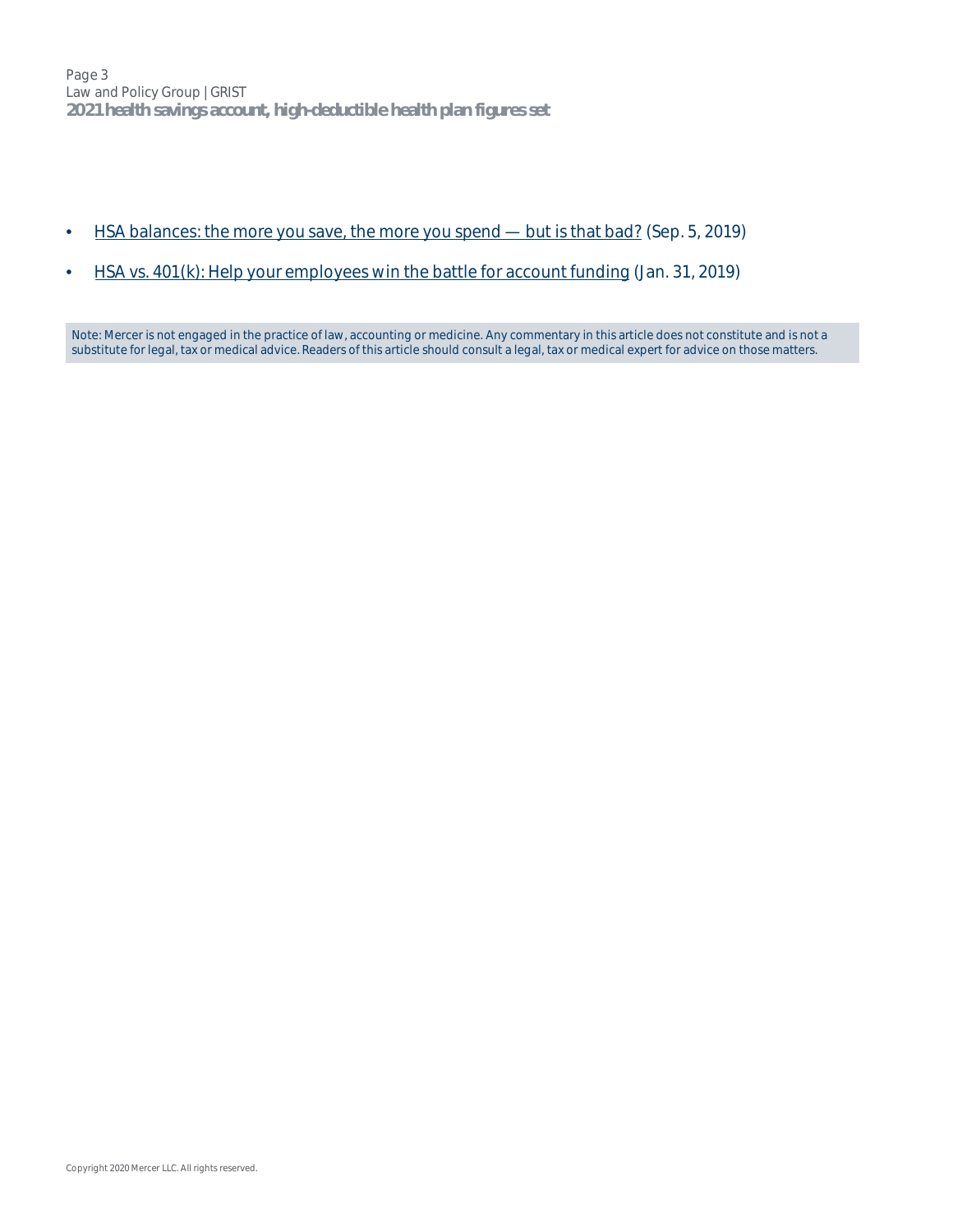- HSA balances: the more you save, the more you spend — but is that bad? (Sep. 5, 2019)
- HSA vs. 401(k): Help your employees win the battle for account funding (Jan. 31, 2019)

Note: Mercer is not engaged in the practice of law, accounting or medicine. Any commentary in this article does not constitute and is not a substitute for legal, tax or medical advice. Readers of this article should consult a legal, tax or medical expert for advice on those matters.

Copyright 2020 Mercer LLC. All rights reserved.